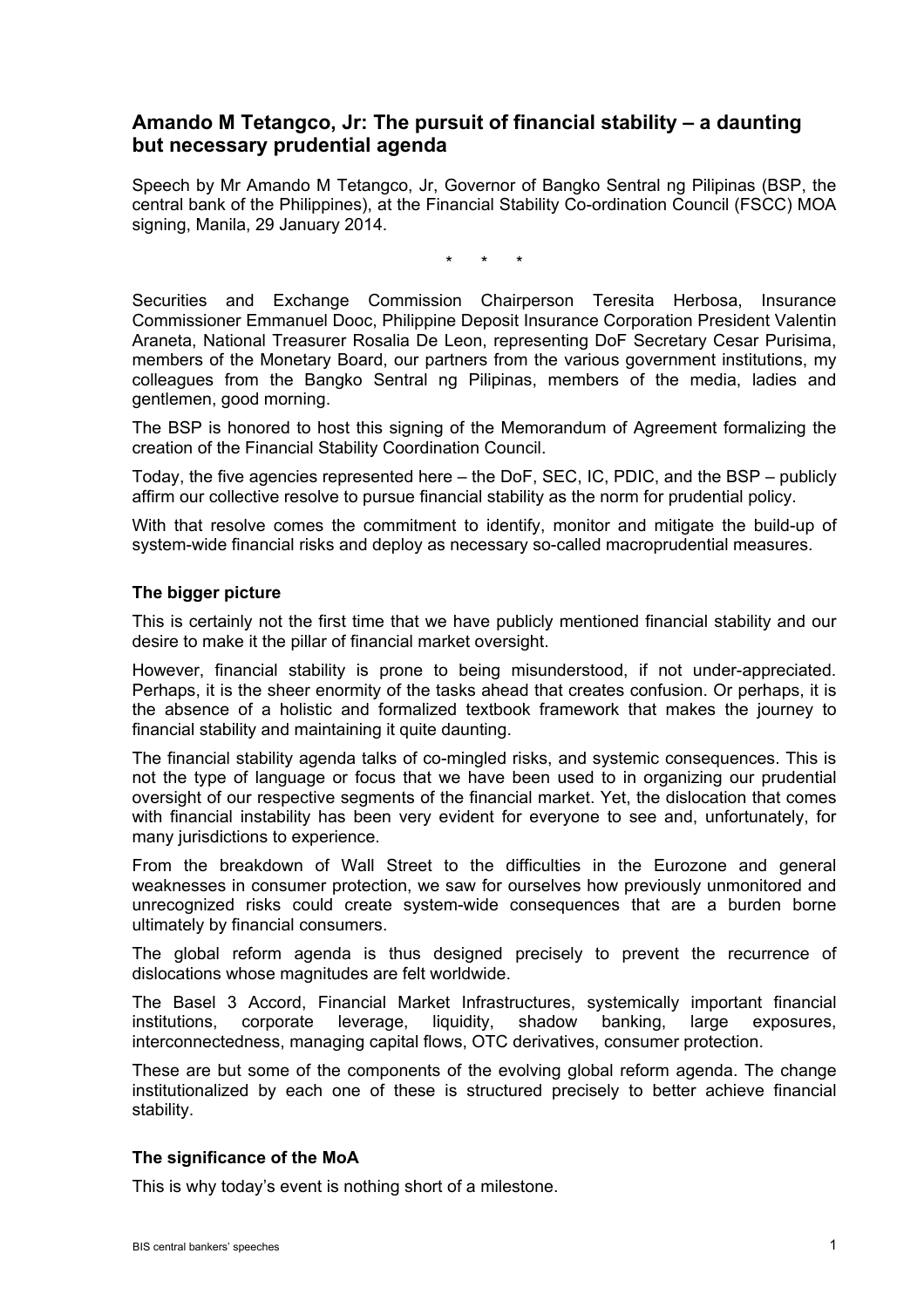# Amando M Tetangco, Jr: The pursuit of financial stability – a daunting but necessary prudential agenda

Speech by Mr Amando M Tetangco, Jr, Governor of Bangko Sentral ng Pilipinas (BSP, the central bank of the Philippines), at the Financial Stability Co-ordination Council (FSCC) MOA signing, Manila, 29 January 2014.

\* \* \*

Securities and Exchange Commission Chairperson Teresita Herbosa, Insurance Commissioner Emmanuel Dooc, Philippine Deposit Insurance Corporation President Valentin Araneta, National Treasurer Rosalia De Leon, representing DoF Secretary Cesar Purisima, members of the Monetary Board, our partners from the various government institutions, my colleagues from the Bangko Sentral ng Pilipinas, members of the media, ladies and gentlemen, good morning.

The BSP is honored to host this signing of the Memorandum of Agreement formalizing the creation of the Financial Stability Coordination Council.

Today, the five agencies represented here – the DoF, SEC, IC, PDIC, and the BSP – publicly affirm our collective resolve to pursue financial stability as the norm for prudential policy.

With that resolve comes the commitment to identify, monitor and mitigate the build-up of system-wide financial risks and deploy as necessary so-called macroprudential measures.

### The bigger picture

This is certainly not the first time that we have publicly mentioned financial stability and our desire to make it the pillar of financial market oversight.

However, financial stability is prone to being misunderstood, if not under-appreciated. Perhaps, it is the sheer enormity of the tasks ahead that creates confusion. Or perhaps, it is the absence of a holistic and formalized textbook framework that makes the journey to financial stability and maintaining it quite daunting.

The financial stability agenda talks of co-mingled risks, and systemic consequences. This is not the type of language or focus that we have been used to in organizing our prudential oversight of our respective segments of the financial market. Yet, the dislocation that comes with financial instability has been very evident for everyone to see and, unfortunately, for many jurisdictions to experience.

From the breakdown of Wall Street to the difficulties in the Eurozone and general weaknesses in consumer protection, we saw for ourselves how previously unmonitored and unrecognized risks could create system-wide consequences that are a burden borne ultimately by financial consumers.

The global reform agenda is thus designed precisely to prevent the recurrence of dislocations whose magnitudes are felt worldwide.

The Basel 3 Accord, Financial Market Infrastructures, systemically important financial institutions, corporate leverage, liquidity, shadow banking, large exposures, interconnectedness, managing capital flows, OTC derivatives, consumer protection.

These are but some of the components of the evolving global reform agenda. The change institutionalized by each one of these is structured precisely to better achieve financial stability.

### The significance of the MoA

This is why today's event is nothing short of a milestone.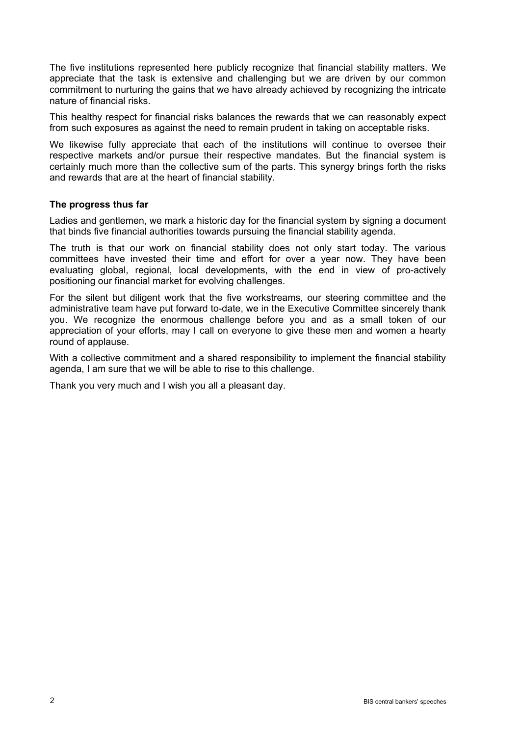The five institutions represented here publicly recognize that financial stability matters. We appreciate that the task is extensive and challenging but we are driven by our common commitment to nurturing the gains that we have already achieved by recognizing the intricate nature of financial risks.

This healthy respect for financial risks balances the rewards that we can reasonably expect from such exposures as against the need to remain prudent in taking on acceptable risks.

We likewise fully appreciate that each of the institutions will continue to oversee their respective markets and/or pursue their respective mandates. But the financial system is certainly much more than the collective sum of the parts. This synergy brings forth the risks and rewards that are at the heart of financial stability.

**The progress thus far**

Ladies and gentlemen, we mark a historic day for the financial system by signing a document that binds five financial authorities towards pursuing the financial stability agenda.

The truth is that our work on financial stability does not only start today. The various committees have invested their time and effort for over a year now. They have been evaluating global, regional, local developments, with the end in view of pro-actively positioning our financial market for evolving challenges.

For the silent but diligent work that the five workstreams, our steering committee and the administrative team have put forward to-date, we in the Executive Committee sincerely thank you. We recognize the enormous challenge before you and as a small token of our appreciation of your efforts, may I call on everyone to give these men and women a hearty round of applause.

With a collective commitment and a shared responsibility to implement the financial stability agenda, I am sure that we will be able to rise to this challenge.

Thank you very much and I wish you all a pleasant day.